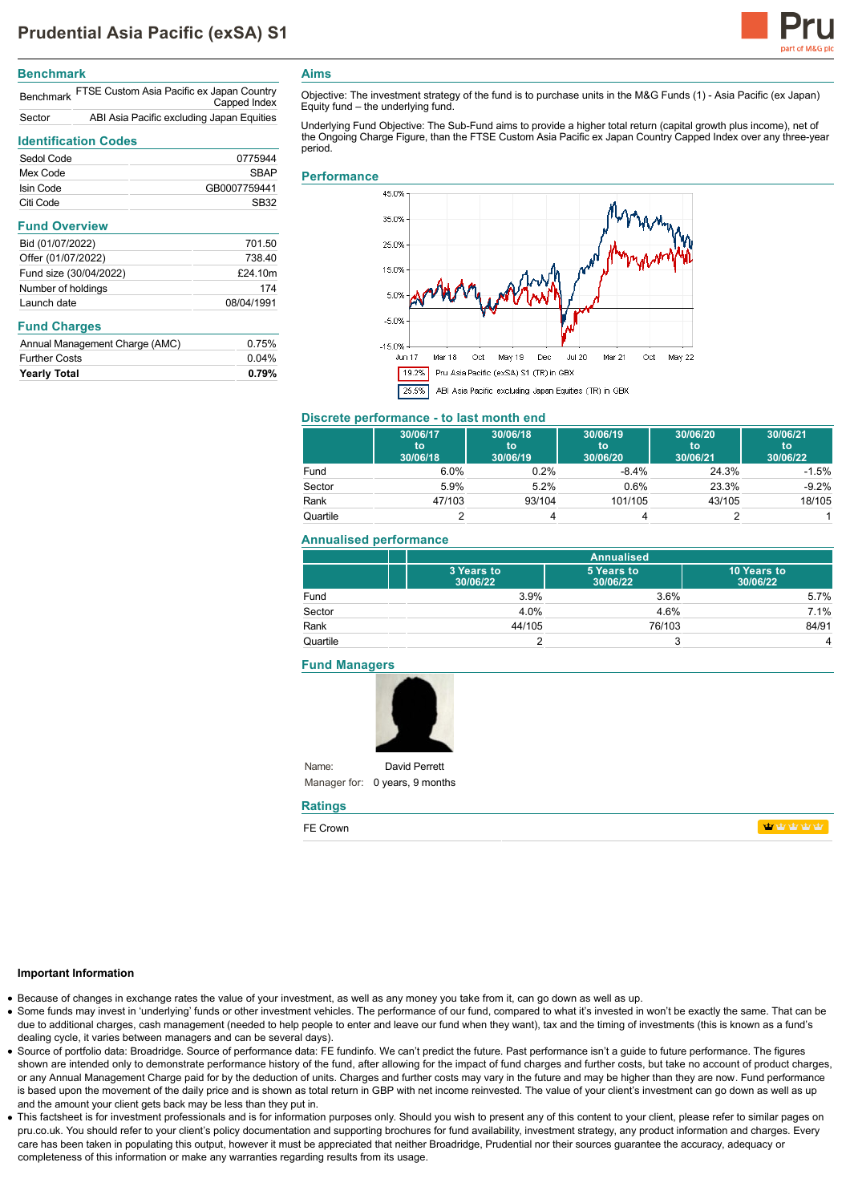# Prudential Asia Pacific (exSA) S1

## Benchmark

| | |
|---|---|
| Benchmark | FTSE Custom Asia Pacific ex Japan Country Capped Index |
| Sector | ABI Asia Pacific excluding Japan Equities |

## Identification Codes

| | |
|---|---|
| Sedol Code | 0775944 |
| Mex Code | SBAP |
| Isin Code | GB0007759441 |
| Citi Code | SB32 |

## Fund Overview

| | |
|---|---|
| Bid (01/07/2022) | 701.50 |
| Offer (01/07/2022) | 738.40 |
| Fund size (30/04/2022) | £24.10m |
| Number of holdings | 174 |
| Launch date | 08/04/1991 |

## Fund Charges

| | |
|---|---|
| Annual Management Charge (AMC) | 0.75% |
| Further Costs | 0.04% |
| **Yearly Total** | **0.79%** |

## Aims

Objective: The investment strategy of the fund is to purchase units in the M&G Funds (1) - Asia Pacific (ex Japan) Equity fund – the underlying fund.

Underlying Fund Objective: The Sub-Fund aims to provide a higher total return (capital growth plus income), net of the Ongoing Charge Figure, than the FTSE Custom Asia Pacific ex Japan Country Capped Index over any three-year period.

## Performance

19.2% Pru Asia Pacific (exSA) S1 (TR) in GBX

25.5% ABI Asia Pacific excluding Japan Equities (TR) in GBX

## Discrete performance - to last month end

| | 30/06/17 to 30/06/18 | 30/06/18 to 30/06/19 | 30/06/19 to 30/06/20 | 30/06/20 to 30/06/21 | 30/06/21 to 30/06/22 |
|---|---|---|---|---|---|
| Fund | 6.0% | 0.2% | -8.4% | 24.3% | -1.5% |
| Sector | 5.9% | 5.2% | 0.6% | 23.3% | -9.2% |
| Rank | 47/103 | 93/104 | 101/105 | 43/105 | 18/105 |
| Quartile | 2 | 4 | 4 | 2 | 1 |

## Annualised performance

| | Annualised | | |
|---|---|---|---|
| | 3 Years to 30/06/22 | 5 Years to 30/06/22 | 10 Years to 30/06/22 |
| Fund | 3.9% | 3.6% | 5.7% |
| Sector | 4.0% | 4.6% | 7.1% |
| Rank | 44/105 | 76/103 | 84/91 |
| Quartile | 2 | 3 | 4 |

## Fund Managers

Name: David Perrett

Manager for: 0 years, 9 months

## Ratings

FE Crown

### Important Information

- Because of changes in exchange rates the value of your investment, as well as any money you take from it, can go down as well as up.
- Some funds may invest in 'underlying' funds or other investment vehicles. The performance of our fund, compared to what it's invested in won't be exactly the same. That can be due to additional charges, cash management (needed to help people to enter and leave our fund when they want), tax and the timing of investments (this is known as a fund's dealing cycle, it varies between managers and can be several days).
- Source of portfolio data: Broadridge. Source of performance data: FE fundinfo. We can't predict the future. Past performance isn't a guide to future performance. The figures shown are intended only to demonstrate performance history of the fund, after allowing for the impact of fund charges and further costs, but take no account of product charges, or any Annual Management Charge paid for by the deduction of units. Charges and further costs may vary in the future and may be higher than they are now. Fund performance is based upon the movement of the daily price and is shown as total return in GBP with net income reinvested. The value of your client's investment can go down as well as up and the amount your client gets back may be less than they put in.
- This factsheet is for investment professionals and is for information purposes only. Should you wish to present any of this content to your client, please refer to similar pages on pru.co.uk. You should refer to your client's policy documentation and supporting brochures for fund availability, investment strategy, any product information and charges. Every care has been taken in populating this output, however it must be appreciated that neither Broadridge, Prudential nor their sources guarantee the accuracy, adequacy or completeness of this information or make any warranties regarding results from its usage.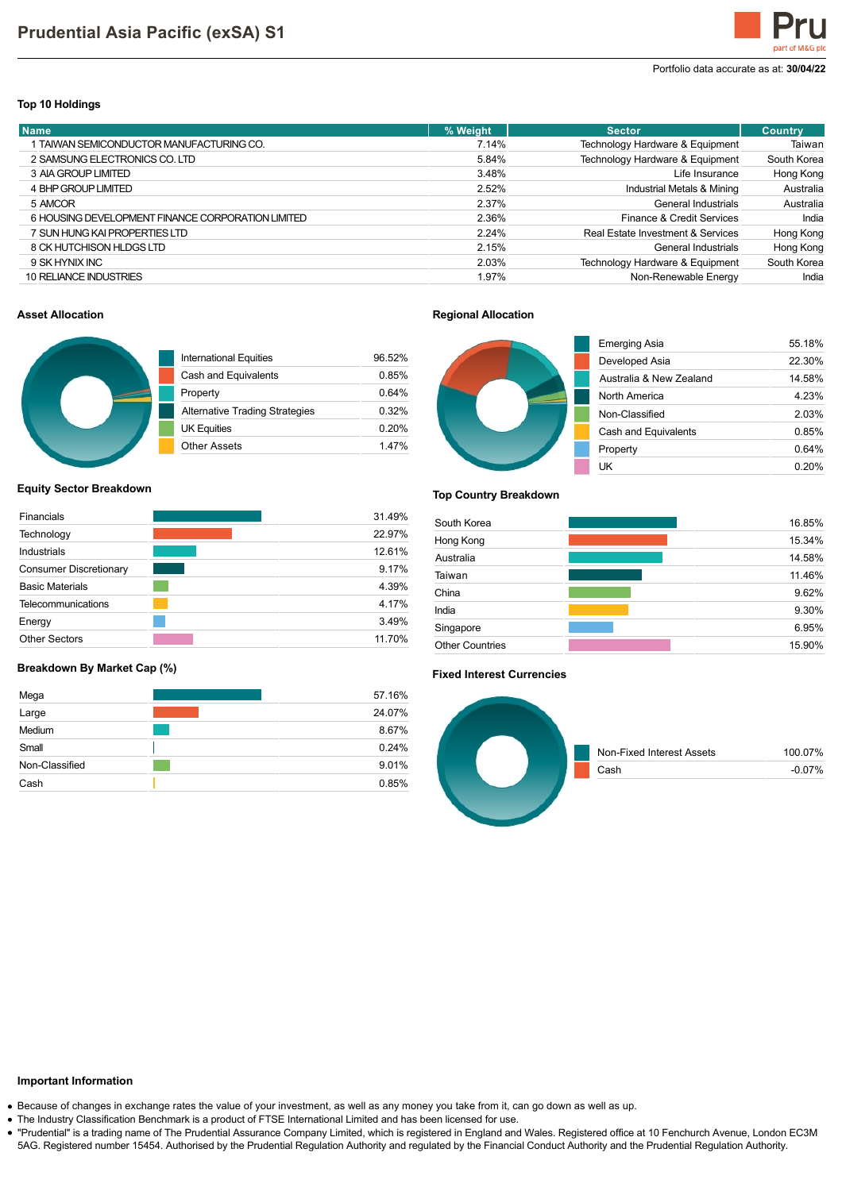# Prudential Asia Pacific (exSA) S1

Pru
part of M&G plc

Portfolio data accurate as at: **30/04/22**

## Top 10 Holdings

| Name | % Weight | Sector | Country |
|---|---|---|---|
| 1 TAIWAN SEMICONDUCTOR MANUFACTURING CO. | 7.14% | Technology Hardware & Equipment | Taiwan |
| 2 SAMSUNG ELECTRONICS CO. LTD | 5.84% | Technology Hardware & Equipment | South Korea |
| 3 AIA GROUP LIMITED | 3.48% | Life Insurance | Hong Kong |
| 4 BHP GROUP LIMITED | 2.52% | Industrial Metals & Mining | Australia |
| 5 AMCOR | 2.37% | General Industrials | Australia |
| 6 HOUSING DEVELOPMENT FINANCE CORPORATION LIMITED | 2.36% | Finance & Credit Services | India |
| 7 SUN HUNG KAI PROPERTIES LTD | 2.24% | Real Estate Investment & Services | Hong Kong |
| 8 CK HUTCHISON HLDGS LTD | 2.15% | General Industrials | Hong Kong |
| 9 SK HYNIX INC | 2.03% | Technology Hardware & Equipment | South Korea |
| 10 RELIANCE INDUSTRIES | 1.97% | Non-Renewable Energy | India |

## Asset Allocation

International Equities 96.52%
Cash and Equivalents 0.85%
Property 0.64%
Alternative Trading Strategies 0.32%
UK Equities 0.20%
Other Assets 1.47%

## Regional Allocation

Emerging Asia 55.18%
Developed Asia 22.30%
Australia & New Zealand 14.58%
North America 4.23%
Non-Classified 2.03%
Cash and Equivalents 0.85%
Property 0.64%
UK 0.20%

## Equity Sector Breakdown

Financials 31.49%
Technology 22.97%
Industrials 12.61%
Consumer Discretionary 9.17%
Basic Materials 4.39%
Telecommunications 4.17%
Energy 3.49%
Other Sectors 11.70%

## Top Country Breakdown

South Korea 16.85%
Hong Kong 15.34%
Australia 14.58%
Taiwan 11.46%
China 9.62%
India 9.30%
Singapore 6.95%
Other Countries 15.90%

## Breakdown By Market Cap (%)

Mega 57.16%
Large 24.07%
Medium 8.67%
Small 0.24%
Non-Classified 9.01%
Cash 0.85%

## Fixed Interest Currencies

Non-Fixed Interest Assets 100.07%
Cash -0.07%

## Important Information

- Because of changes in exchange rates the value of your investment, as well as any money you take from it, can go down as well as up.
- The Industry Classification Benchmark is a product of FTSE International Limited and has been licensed for use.
- "Prudential" is a trading name of The Prudential Assurance Company Limited, which is registered in England and Wales. Registered office at 10 Fenchurch Avenue, London EC3M 5AG. Registered number 15454. Authorised by the Prudential Regulation Authority and regulated by the Financial Conduct Authority and the Prudential Regulation Authority.